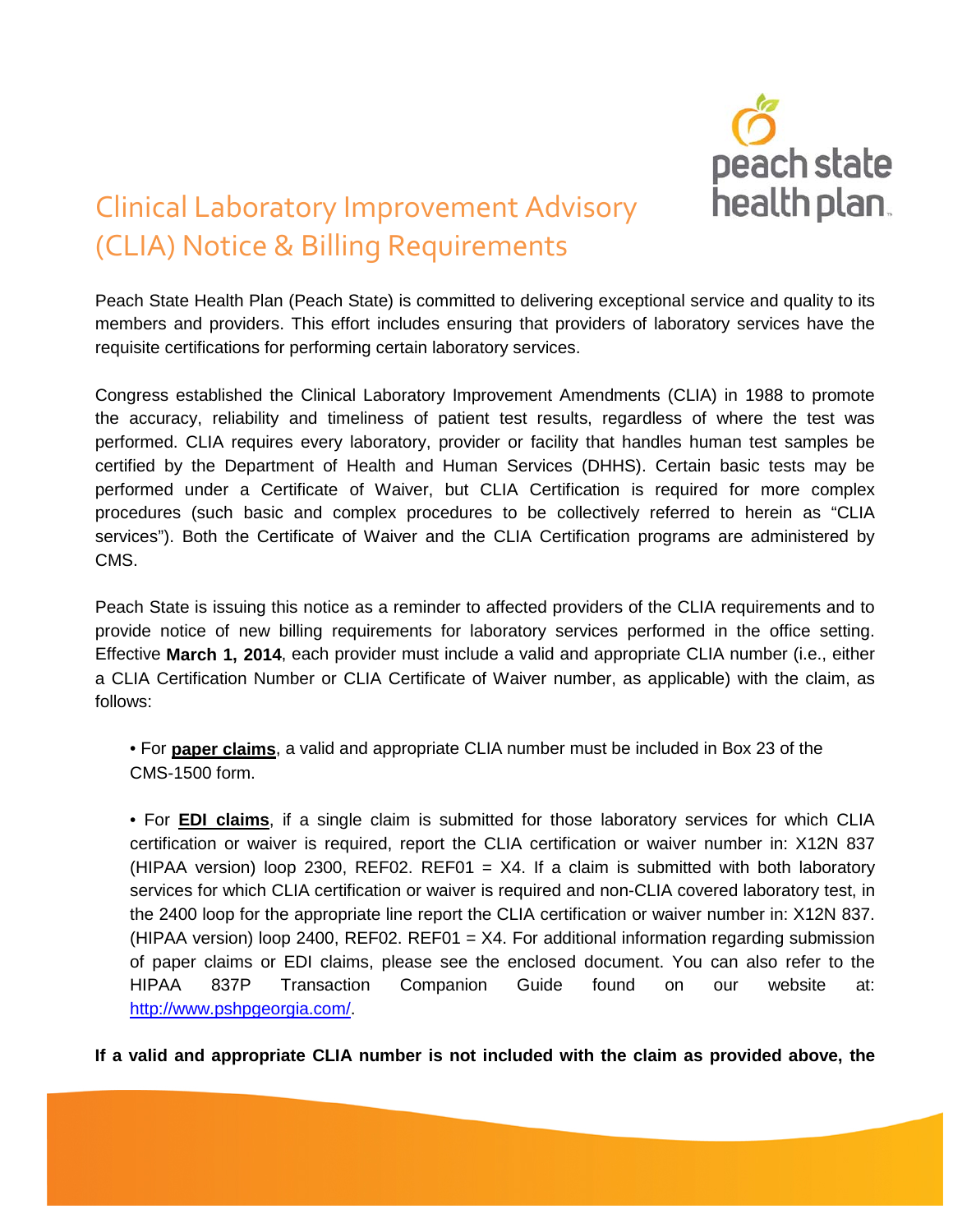# Clinical Laboratory Improvement Advisory (CLIA) Notice & Billing Requirements

Peach State Health Plan (Peach State) is committed to delivering exceptional service and quality to its members and providers. This effort includes ensuring that providers of laboratory services have the requisite certifications for performing certain laboratory services.

Congress established the Clinical Laboratory Improvement Amendments (CLIA) in 1988 to promote the accuracy, reliability and timeliness of patient test results, regardless of where the test was performed. CLIA requires every laboratory, provider or facility that handles human test samples be certified by the Department of Health and Human Services (DHHS). Certain basic tests may be performed under a Certificate of Waiver, but CLIA Certification is required for more complex procedures (such basic and complex procedures to be collectively referred to herein as "CLIA services"). Both the Certificate of Waiver and the CLIA Certification programs are administered by CMS.

Peach State is issuing this notice as a reminder to affected providers of the CLIA requirements and to provide notice of new billing requirements for laboratory services performed in the office setting. Effective **March 1, 2014**, each provider must include a valid and appropriate CLIA number (i.e., either a CLIA Certification Number or CLIA Certificate of Waiver number, as applicable) with the claim, as follows:

- For **paper claims**, a valid and appropriate CLIA number must be included in Box 23 of the CMS-1500 form.

- For **EDI claims**, if a single claim is submitted for those laboratory services for which CLIA certification or waiver is required, report the CLIA certification or waiver number in: X12N 837 (HIPAA version) loop 2300, REF02. REF01 = X4. If a claim is submitted with both laboratory services for which CLIA certification or waiver is required and non-CLIA covered laboratory test, in the 2400 loop for the appropriate line report the CLIA certification or waiver number in: X12N 837. (HIPAA version) loop 2400, REF02. REF01 = X4. For additional information regarding submission of paper claims or EDI claims, please see the enclosed document. You can also refer to the HIPAA 837P Transaction Companion Guide found on our website at: http://www.pshpgeorgia.com/.

**If a valid and appropriate CLIA number is not included with the claim as provided above, the**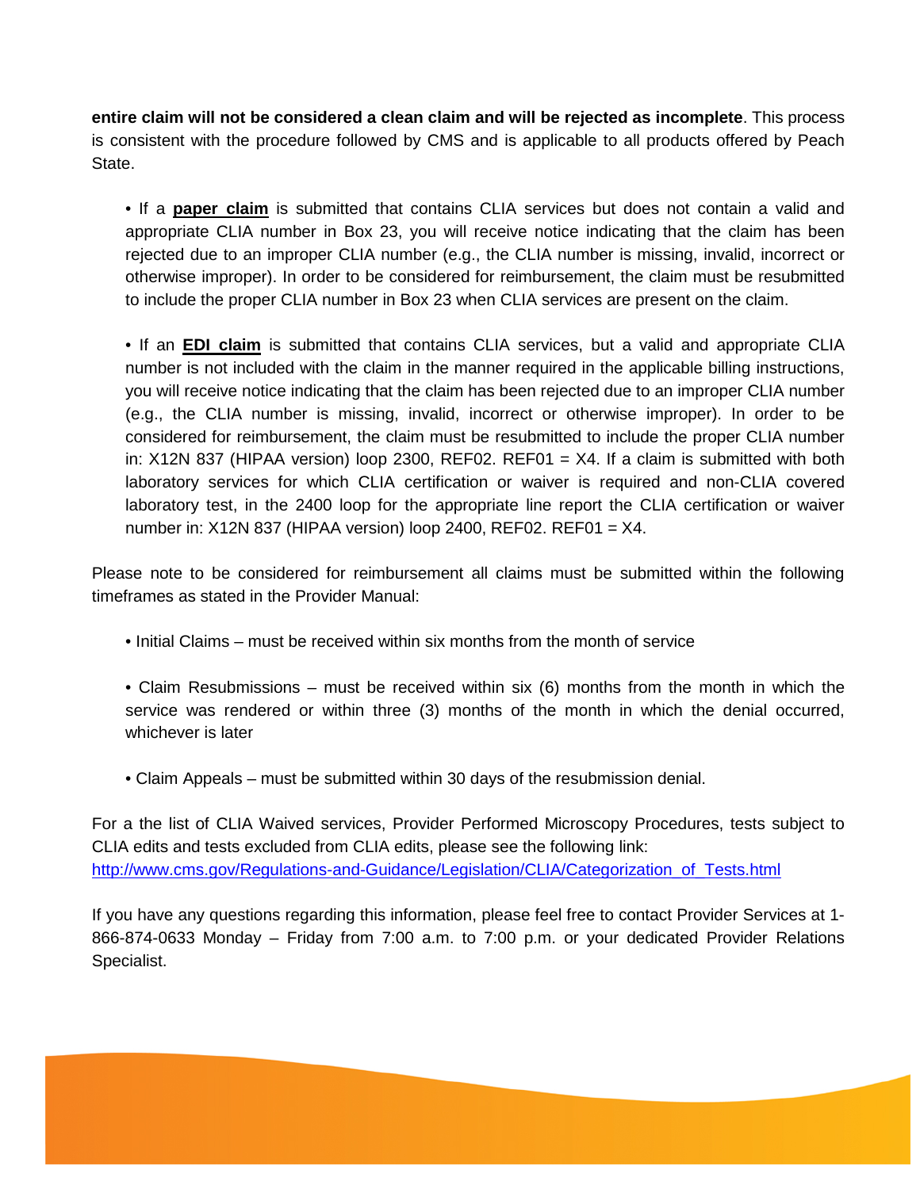**entire claim will not be considered a clean claim and will be rejected as incomplete**. This process is consistent with the procedure followed by CMS and is applicable to all products offered by Peach State.

- If a **paper claim** is submitted that contains CLIA services but does not contain a valid and appropriate CLIA number in Box 23, you will receive notice indicating that the claim has been rejected due to an improper CLIA number (e.g., the CLIA number is missing, invalid, incorrect or otherwise improper). In order to be considered for reimbursement, the claim must be resubmitted to include the proper CLIA number in Box 23 when CLIA services are present on the claim.

- If an **EDI claim** is submitted that contains CLIA services, but a valid and appropriate CLIA number is not included with the claim in the manner required in the applicable billing instructions, you will receive notice indicating that the claim has been rejected due to an improper CLIA number (e.g., the CLIA number is missing, invalid, incorrect or otherwise improper). In order to be considered for reimbursement, the claim must be resubmitted to include the proper CLIA number in: X12N 837 (HIPAA version) loop 2300, REF02. REF01 = X4. If a claim is submitted with both laboratory services for which CLIA certification or waiver is required and non-CLIA covered laboratory test, in the 2400 loop for the appropriate line report the CLIA certification or waiver number in: X12N 837 (HIPAA version) loop 2400, REF02. REF01 = X4.

Please note to be considered for reimbursement all claims must be submitted within the following timeframes as stated in the Provider Manual:

- Initial Claims – must be received within six months from the month of service

- Claim Resubmissions – must be received within six (6) months from the month in which the service was rendered or within three (3) months of the month in which the denial occurred, whichever is later

- Claim Appeals – must be submitted within 30 days of the resubmission denial.

For a the list of CLIA Waived services, Provider Performed Microscopy Procedures, tests subject to CLIA edits and tests excluded from CLIA edits, please see the following link:
http://www.cms.gov/Regulations-and-Guidance/Legislation/CLIA/Categorization_of_Tests.html

If you have any questions regarding this information, please feel free to contact Provider Services at 1-866-874-0633 Monday – Friday from 7:00 a.m. to 7:00 p.m. or your dedicated Provider Relations Specialist.